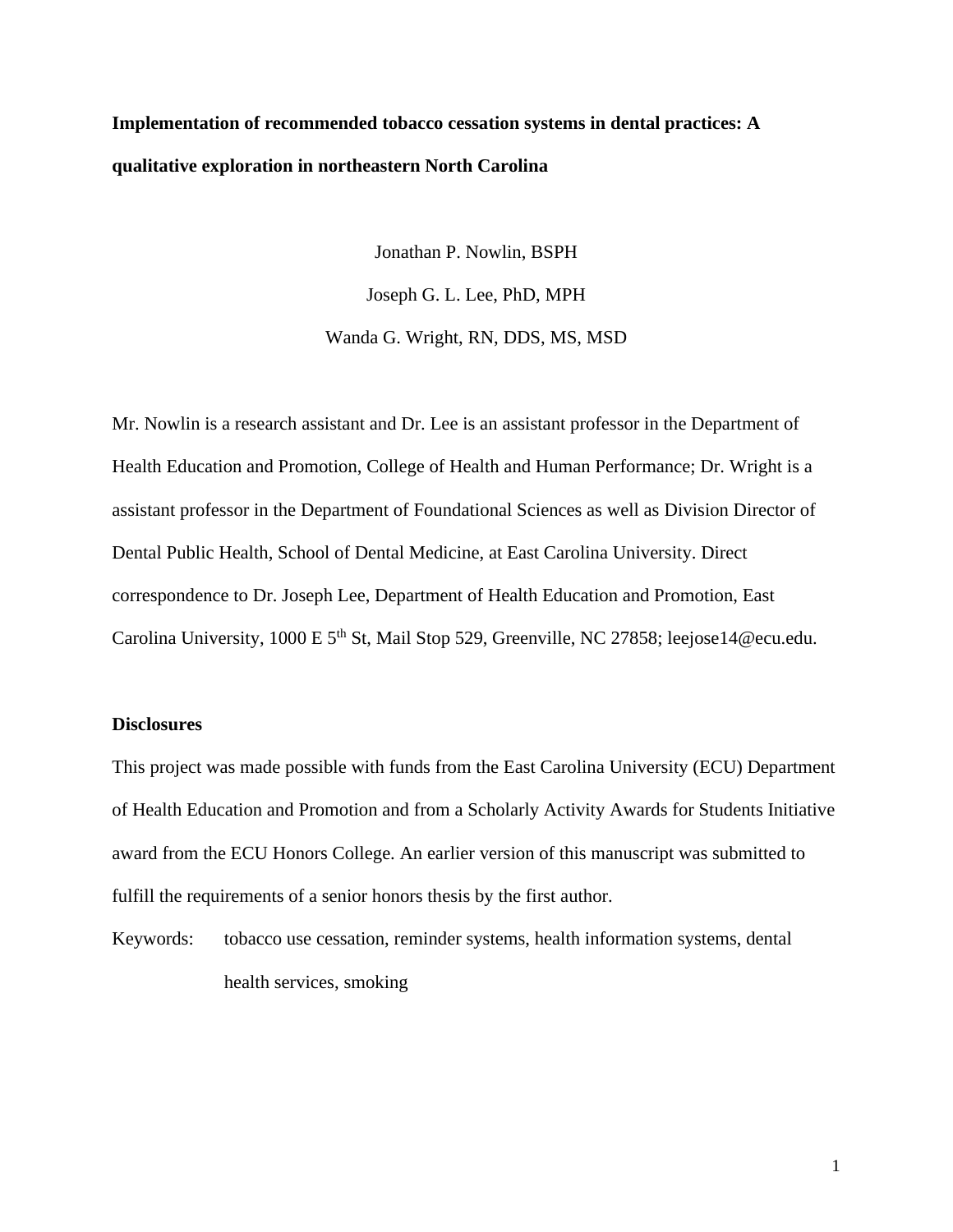# Implementation of recommended tobacco cessation systems in dental practices: A qualitative exploration in northeastern North Carolina

Jonathan P. Nowlin, BSPH

Joseph G. L. Lee, PhD, MPH

Wanda G. Wright, RN, DDS, MS, MSD

Mr. Nowlin is a research assistant and Dr. Lee is an assistant professor in the Department of Health Education and Promotion, College of Health and Human Performance; Dr. Wright is a assistant professor in the Department of Foundational Sciences as well as Division Director of Dental Public Health, School of Dental Medicine, at East Carolina University. Direct correspondence to Dr. Joseph Lee, Department of Health Education and Promotion, East Carolina University, 1000 E 5th St, Mail Stop 529, Greenville, NC 27858; leejose14@ecu.edu.

## Disclosures

This project was made possible with funds from the East Carolina University (ECU) Department of Health Education and Promotion and from a Scholarly Activity Awards for Students Initiative award from the ECU Honors College. An earlier version of this manuscript was submitted to fulfill the requirements of a senior honors thesis by the first author.

Keywords: tobacco use cessation, reminder systems, health information systems, dental health services, smoking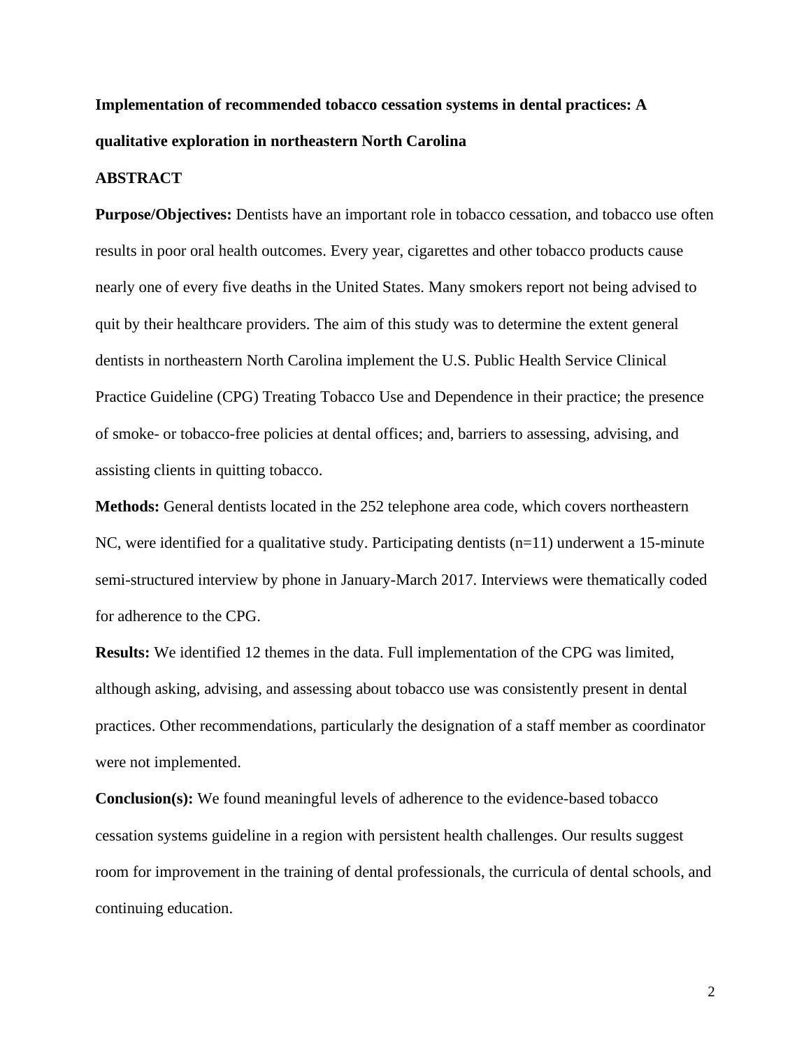**Implementation of recommended tobacco cessation systems in dental practices: A qualitative exploration in northeastern North Carolina**

**ABSTRACT**

**Purpose/Objectives:** Dentists have an important role in tobacco cessation, and tobacco use often results in poor oral health outcomes. Every year, cigarettes and other tobacco products cause nearly one of every five deaths in the United States. Many smokers report not being advised to quit by their healthcare providers. The aim of this study was to determine the extent general dentists in northeastern North Carolina implement the U.S. Public Health Service Clinical Practice Guideline (CPG) Treating Tobacco Use and Dependence in their practice; the presence of smoke- or tobacco-free policies at dental offices; and, barriers to assessing, advising, and assisting clients in quitting tobacco.

**Methods:** General dentists located in the 252 telephone area code, which covers northeastern NC, were identified for a qualitative study. Participating dentists (n=11) underwent a 15-minute semi-structured interview by phone in January-March 2017. Interviews were thematically coded for adherence to the CPG.

**Results:** We identified 12 themes in the data. Full implementation of the CPG was limited, although asking, advising, and assessing about tobacco use was consistently present in dental practices. Other recommendations, particularly the designation of a staff member as coordinator were not implemented.

**Conclusion(s):** We found meaningful levels of adherence to the evidence-based tobacco cessation systems guideline in a region with persistent health challenges. Our results suggest room for improvement in the training of dental professionals, the curricula of dental schools, and continuing education.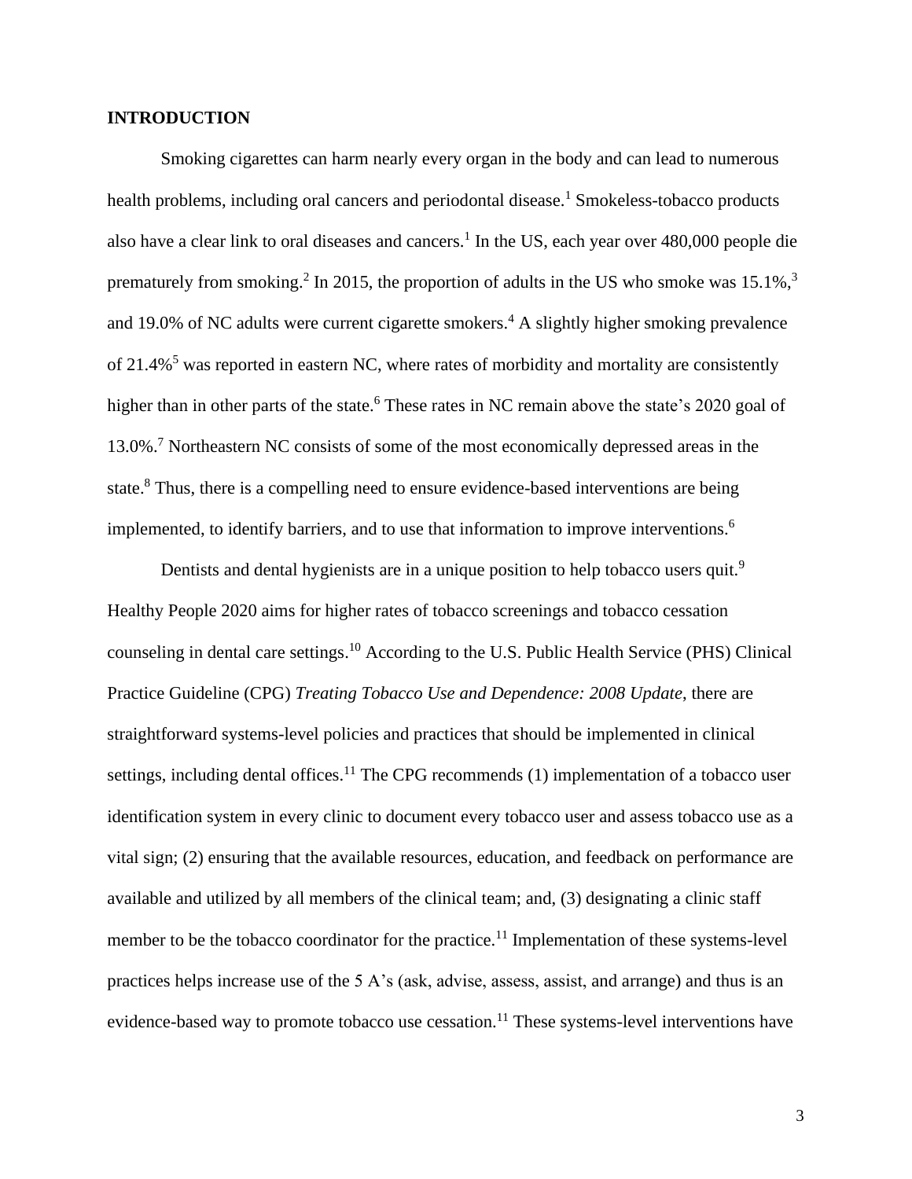**INTRODUCTION**

Smoking cigarettes can harm nearly every organ in the body and can lead to numerous health problems, including oral cancers and periodontal disease.[1] Smokeless-tobacco products also have a clear link to oral diseases and cancers.[1] In the US, each year over 480,000 people die prematurely from smoking.[2] In 2015, the proportion of adults in the US who smoke was 15.1%,[3] and 19.0% of NC adults were current cigarette smokers.[4] A slightly higher smoking prevalence of 21.4%[5] was reported in eastern NC, where rates of morbidity and mortality are consistently higher than in other parts of the state.[6] These rates in NC remain above the state's 2020 goal of 13.0%.[7] Northeastern NC consists of some of the most economically depressed areas in the state.[8] Thus, there is a compelling need to ensure evidence-based interventions are being implemented, to identify barriers, and to use that information to improve interventions.[6]

Dentists and dental hygienists are in a unique position to help tobacco users quit.[9] Healthy People 2020 aims for higher rates of tobacco screenings and tobacco cessation counseling in dental care settings.[10] According to the U.S. Public Health Service (PHS) Clinical Practice Guideline (CPG) *Treating Tobacco Use and Dependence: 2008 Update*, there are straightforward systems-level policies and practices that should be implemented in clinical settings, including dental offices.[11] The CPG recommends (1) implementation of a tobacco user identification system in every clinic to document every tobacco user and assess tobacco use as a vital sign; (2) ensuring that the available resources, education, and feedback on performance are available and utilized by all members of the clinical team; and, (3) designating a clinic staff member to be the tobacco coordinator for the practice.[11] Implementation of these systems-level practices helps increase use of the 5 A's (ask, advise, assess, assist, and arrange) and thus is an evidence-based way to promote tobacco use cessation.[11] These systems-level interventions have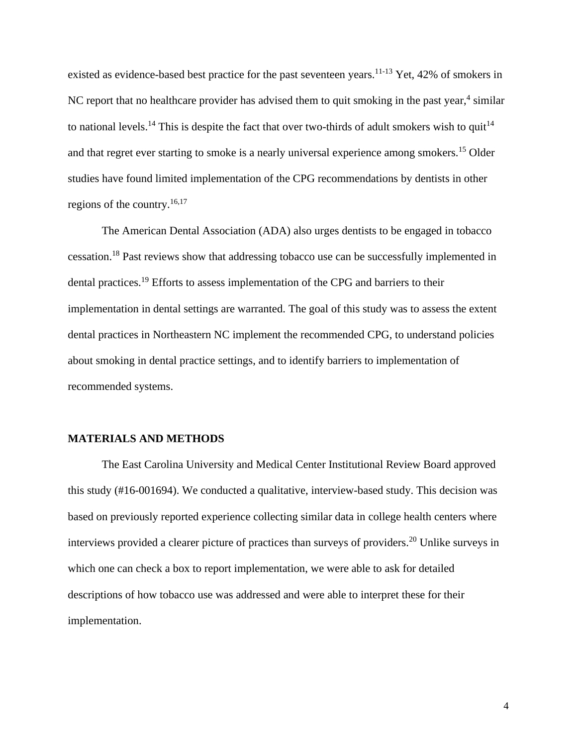existed as evidence-based best practice for the past seventeen years.[11-13] Yet, 42% of smokers in NC report that no healthcare provider has advised them to quit smoking in the past year,[4] similar to national levels.[14] This is despite the fact that over two-thirds of adult smokers wish to quit[14] and that regret ever starting to smoke is a nearly universal experience among smokers.[15] Older studies have found limited implementation of the CPG recommendations by dentists in other regions of the country.[16,17]

The American Dental Association (ADA) also urges dentists to be engaged in tobacco cessation.[18] Past reviews show that addressing tobacco use can be successfully implemented in dental practices.[19] Efforts to assess implementation of the CPG and barriers to their implementation in dental settings are warranted. The goal of this study was to assess the extent dental practices in Northeastern NC implement the recommended CPG, to understand policies about smoking in dental practice settings, and to identify barriers to implementation of recommended systems.

## MATERIALS AND METHODS

The East Carolina University and Medical Center Institutional Review Board approved this study (#16-001694). We conducted a qualitative, interview-based study. This decision was based on previously reported experience collecting similar data in college health centers where interviews provided a clearer picture of practices than surveys of providers.[20] Unlike surveys in which one can check a box to report implementation, we were able to ask for detailed descriptions of how tobacco use was addressed and were able to interpret these for their implementation.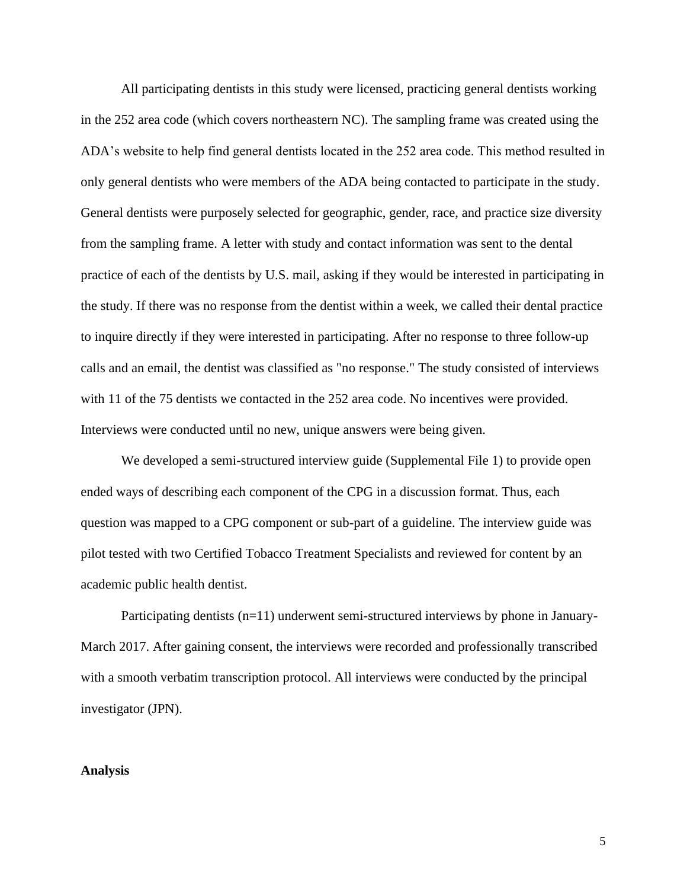All participating dentists in this study were licensed, practicing general dentists working in the 252 area code (which covers northeastern NC). The sampling frame was created using the ADA's website to help find general dentists located in the 252 area code. This method resulted in only general dentists who were members of the ADA being contacted to participate in the study. General dentists were purposely selected for geographic, gender, race, and practice size diversity from the sampling frame. A letter with study and contact information was sent to the dental practice of each of the dentists by U.S. mail, asking if they would be interested in participating in the study. If there was no response from the dentist within a week, we called their dental practice to inquire directly if they were interested in participating. After no response to three follow-up calls and an email, the dentist was classified as "no response." The study consisted of interviews with 11 of the 75 dentists we contacted in the 252 area code. No incentives were provided. Interviews were conducted until no new, unique answers were being given.

We developed a semi-structured interview guide (Supplemental File 1) to provide open ended ways of describing each component of the CPG in a discussion format. Thus, each question was mapped to a CPG component or sub-part of a guideline. The interview guide was pilot tested with two Certified Tobacco Treatment Specialists and reviewed for content by an academic public health dentist.

Participating dentists (n=11) underwent semi-structured interviews by phone in January-March 2017. After gaining consent, the interviews were recorded and professionally transcribed with a smooth verbatim transcription protocol. All interviews were conducted by the principal investigator (JPN).

**Analysis**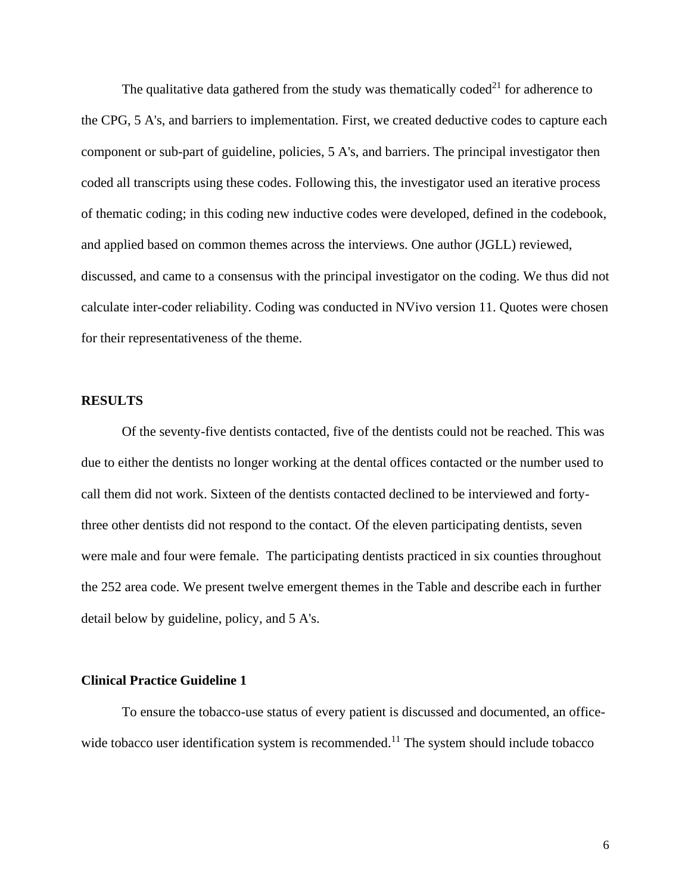The qualitative data gathered from the study was thematically coded[21] for adherence to the CPG, 5 A's, and barriers to implementation. First, we created deductive codes to capture each component or sub-part of guideline, policies, 5 A's, and barriers. The principal investigator then coded all transcripts using these codes. Following this, the investigator used an iterative process of thematic coding; in this coding new inductive codes were developed, defined in the codebook, and applied based on common themes across the interviews. One author (JGLL) reviewed, discussed, and came to a consensus with the principal investigator on the coding. We thus did not calculate inter-coder reliability. Coding was conducted in NVivo version 11. Quotes were chosen for their representativeness of the theme.

## RESULTS

Of the seventy-five dentists contacted, five of the dentists could not be reached. This was due to either the dentists no longer working at the dental offices contacted or the number used to call them did not work. Sixteen of the dentists contacted declined to be interviewed and forty-three other dentists did not respond to the contact. Of the eleven participating dentists, seven were male and four were female. The participating dentists practiced in six counties throughout the 252 area code. We present twelve emergent themes in the Table and describe each in further detail below by guideline, policy, and 5 A's.

### Clinical Practice Guideline 1

To ensure the tobacco-use status of every patient is discussed and documented, an office-wide tobacco user identification system is recommended.[11] The system should include tobacco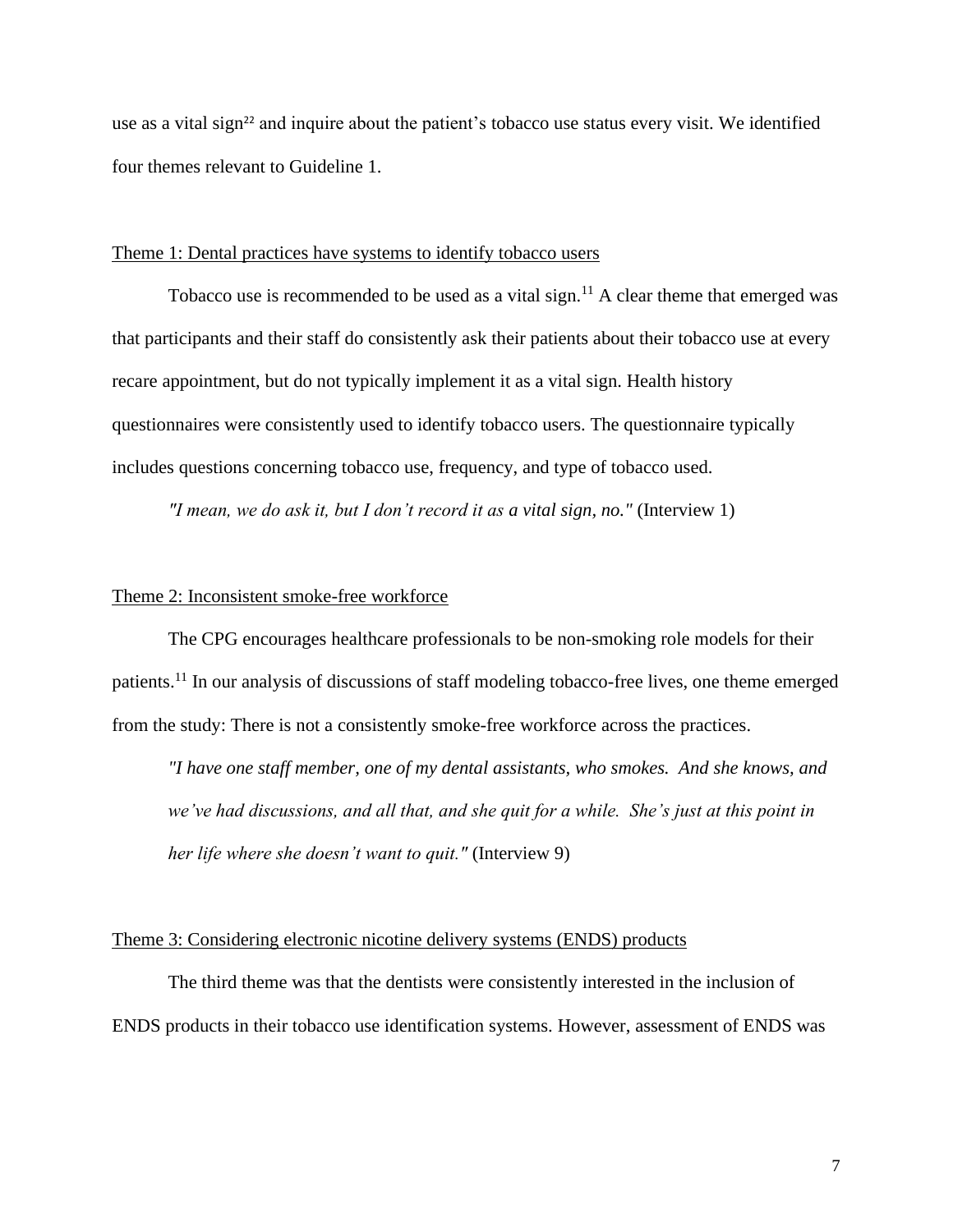use as a vital sign[22] and inquire about the patient's tobacco use status every visit. We identified four themes relevant to Guideline 1.

Theme 1: Dental practices have systems to identify tobacco users

Tobacco use is recommended to be used as a vital sign.[11] A clear theme that emerged was that participants and their staff do consistently ask their patients about their tobacco use at every recare appointment, but do not typically implement it as a vital sign. Health history questionnaires were consistently used to identify tobacco users. The questionnaire typically includes questions concerning tobacco use, frequency, and type of tobacco used.

*"I mean, we do ask it, but I don't record it as a vital sign, no."* (Interview 1)

Theme 2: Inconsistent smoke-free workforce

The CPG encourages healthcare professionals to be non-smoking role models for their patients.[11] In our analysis of discussions of staff modeling tobacco-free lives, one theme emerged from the study: There is not a consistently smoke-free workforce across the practices.

*"I have one staff member, one of my dental assistants, who smokes. And she knows, and we've had discussions, and all that, and she quit for a while. She's just at this point in her life where she doesn't want to quit."* (Interview 9)

Theme 3: Considering electronic nicotine delivery systems (ENDS) products

The third theme was that the dentists were consistently interested in the inclusion of ENDS products in their tobacco use identification systems. However, assessment of ENDS was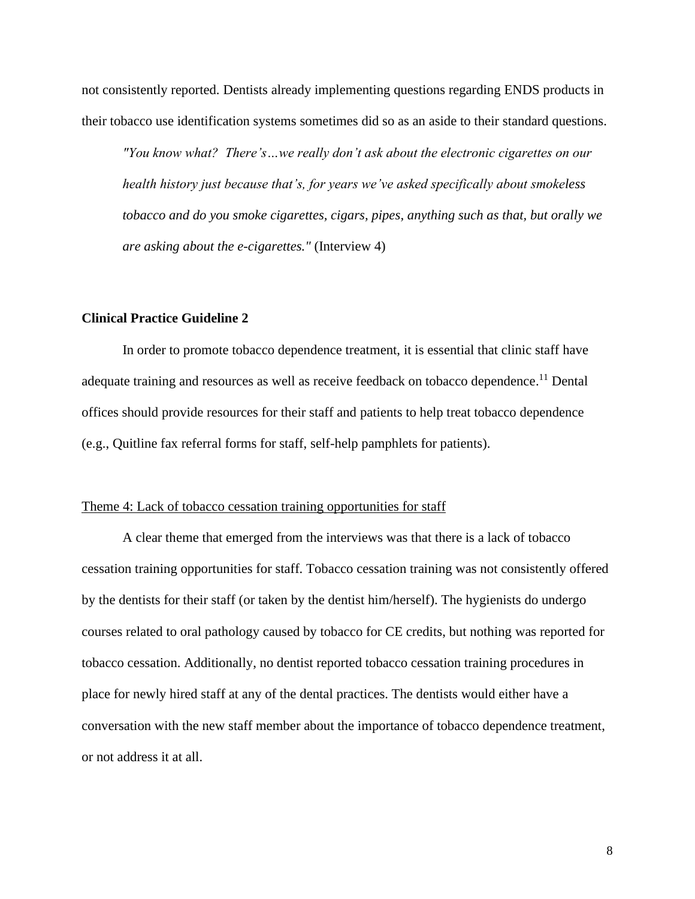not consistently reported. Dentists already implementing questions regarding ENDS products in their tobacco use identification systems sometimes did so as an aside to their standard questions.

> *"You know what? There's…we really don't ask about the electronic cigarettes on our health history just because that's, for years we've asked specifically about smokeless tobacco and do you smoke cigarettes, cigars, pipes, anything such as that, but orally we are asking about the e-cigarettes."* (Interview 4)

**Clinical Practice Guideline 2**

In order to promote tobacco dependence treatment, it is essential that clinic staff have adequate training and resources as well as receive feedback on tobacco dependence.[11] Dental offices should provide resources for their staff and patients to help treat tobacco dependence (e.g., Quitline fax referral forms for staff, self-help pamphlets for patients).

<u>Theme 4: Lack of tobacco cessation training opportunities for staff</u>

A clear theme that emerged from the interviews was that there is a lack of tobacco cessation training opportunities for staff. Tobacco cessation training was not consistently offered by the dentists for their staff (or taken by the dentist him/herself). The hygienists do undergo courses related to oral pathology caused by tobacco for CE credits, but nothing was reported for tobacco cessation. Additionally, no dentist reported tobacco cessation training procedures in place for newly hired staff at any of the dental practices. The dentists would either have a conversation with the new staff member about the importance of tobacco dependence treatment, or not address it at all.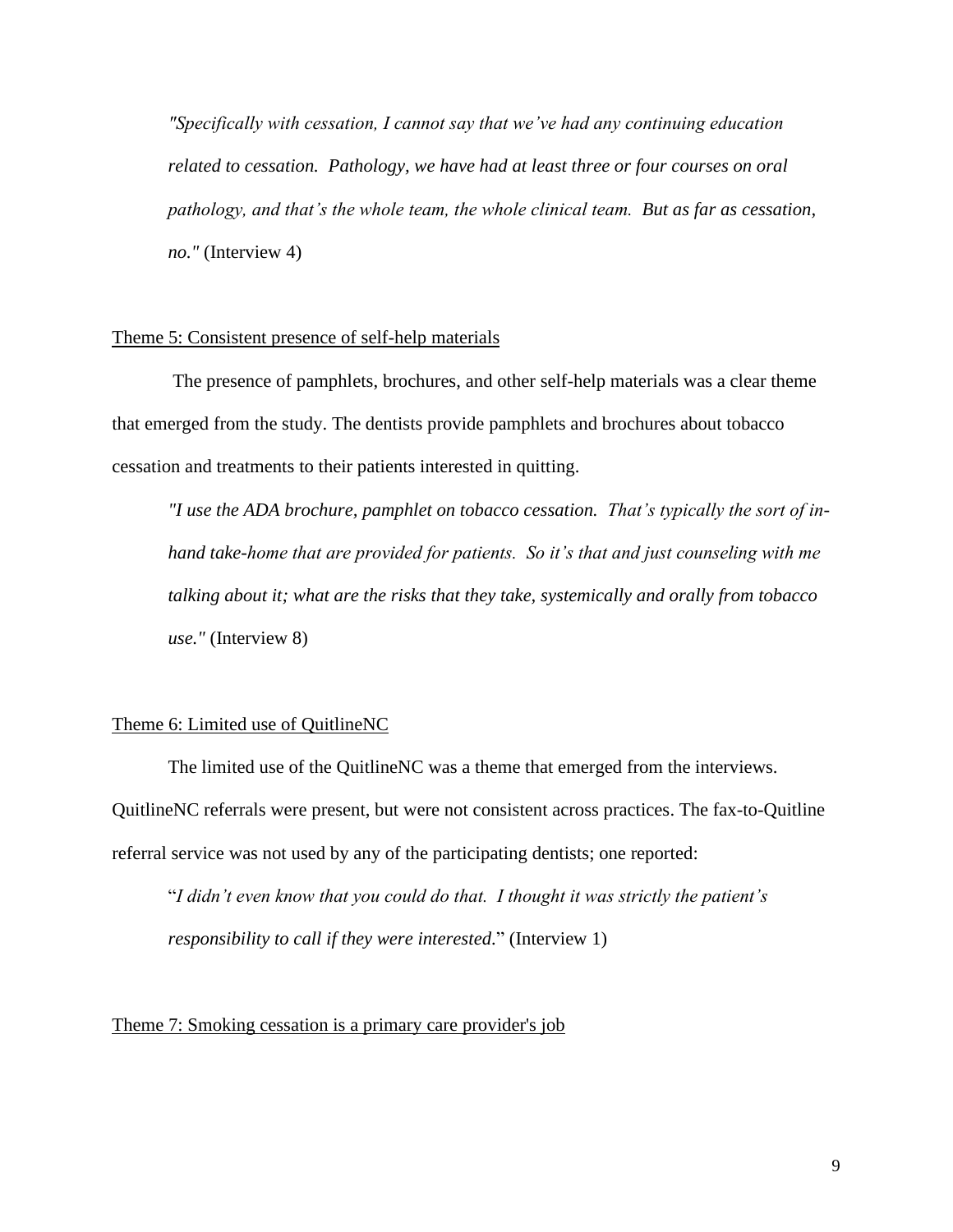*"Specifically with cessation, I cannot say that we've had any continuing education related to cessation. Pathology, we have had at least three or four courses on oral pathology, and that's the whole team, the whole clinical team. But as far as cessation, no."* (Interview 4)

### Theme 5: Consistent presence of self-help materials

The presence of pamphlets, brochures, and other self-help materials was a clear theme that emerged from the study. The dentists provide pamphlets and brochures about tobacco cessation and treatments to their patients interested in quitting.

*"I use the ADA brochure, pamphlet on tobacco cessation. That's typically the sort of in-hand take-home that are provided for patients. So it's that and just counseling with me talking about it; what are the risks that they take, systemically and orally from tobacco use."* (Interview 8)

### Theme 6: Limited use of QuitlineNC

The limited use of the QuitlineNC was a theme that emerged from the interviews. QuitlineNC referrals were present, but were not consistent across practices. The fax-to-Quitline referral service was not used by any of the participating dentists; one reported:

"*I didn't even know that you could do that. I thought it was strictly the patient's responsibility to call if they were interested.*" (Interview 1)

### Theme 7: Smoking cessation is a primary care provider's job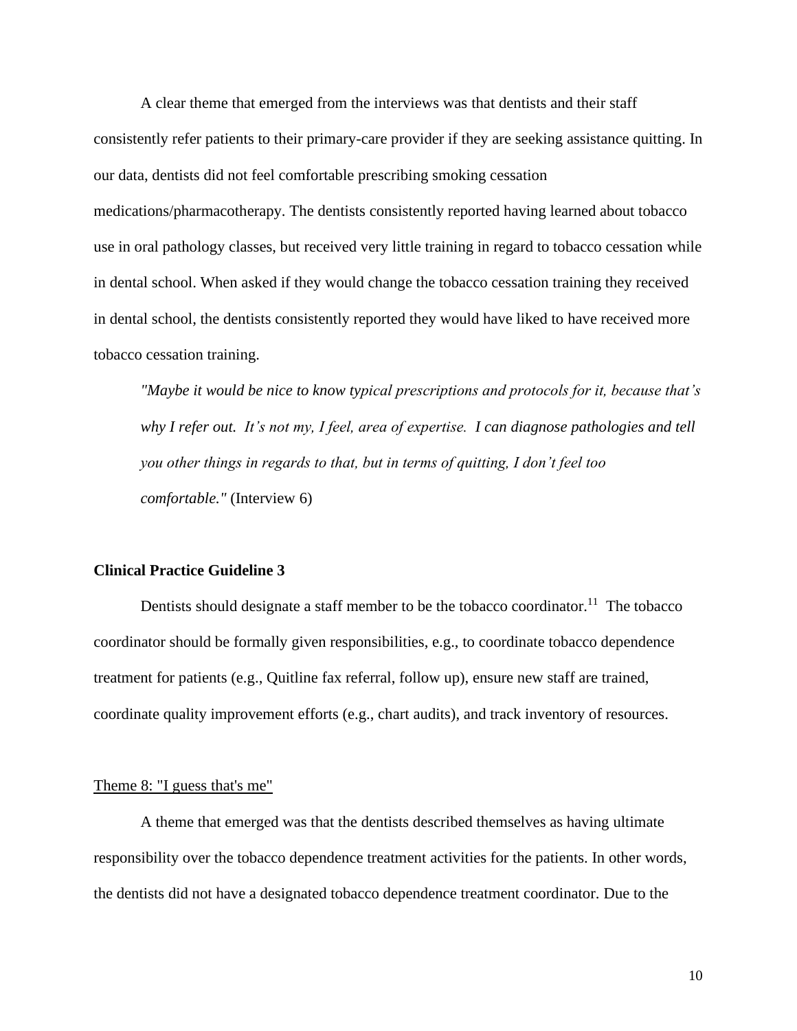A clear theme that emerged from the interviews was that dentists and their staff consistently refer patients to their primary-care provider if they are seeking assistance quitting. In our data, dentists did not feel comfortable prescribing smoking cessation medications/pharmacotherapy. The dentists consistently reported having learned about tobacco use in oral pathology classes, but received very little training in regard to tobacco cessation while in dental school. When asked if they would change the tobacco cessation training they received in dental school, the dentists consistently reported they would have liked to have received more tobacco cessation training.

> *"Maybe it would be nice to know typical prescriptions and protocols for it, because that's why I refer out. It's not my, I feel, area of expertise. I can diagnose pathologies and tell you other things in regards to that, but in terms of quitting, I don't feel too comfortable."* (Interview 6)

**Clinical Practice Guideline 3**

Dentists should designate a staff member to be the tobacco coordinator.[11] The tobacco coordinator should be formally given responsibilities, e.g., to coordinate tobacco dependence treatment for patients (e.g., Quitline fax referral, follow up), ensure new staff are trained, coordinate quality improvement efforts (e.g., chart audits), and track inventory of resources.

<u>Theme 8: "I guess that's me"</u>

A theme that emerged was that the dentists described themselves as having ultimate responsibility over the tobacco dependence treatment activities for the patients. In other words, the dentists did not have a designated tobacco dependence treatment coordinator. Due to the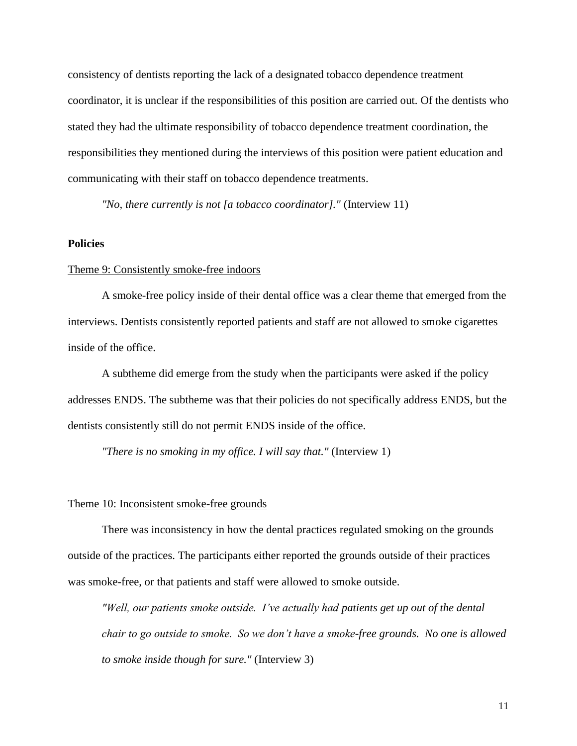consistency of dentists reporting the lack of a designated tobacco dependence treatment coordinator, it is unclear if the responsibilities of this position are carried out. Of the dentists who stated they had the ultimate responsibility of tobacco dependence treatment coordination, the responsibilities they mentioned during the interviews of this position were patient education and communicating with their staff on tobacco dependence treatments.

*"No, there currently is not [a tobacco coordinator]."* (Interview 11)

**Policies**

<u>Theme 9: Consistently smoke-free indoors</u>

A smoke-free policy inside of their dental office was a clear theme that emerged from the interviews. Dentists consistently reported patients and staff are not allowed to smoke cigarettes inside of the office.

A subtheme did emerge from the study when the participants were asked if the policy addresses ENDS. The subtheme was that their policies do not specifically address ENDS, but the dentists consistently still do not permit ENDS inside of the office.

*"There is no smoking in my office. I will say that."* (Interview 1)

<u>Theme 10: Inconsistent smoke-free grounds</u>

There was inconsistency in how the dental practices regulated smoking on the grounds outside of the practices. The participants either reported the grounds outside of their practices was smoke-free, or that patients and staff were allowed to smoke outside.

> *"Well, our patients smoke outside. I've actually had patients get up out of the dental chair to go outside to smoke. So we don't have a smoke-free grounds. No one is allowed to smoke inside though for sure."* (Interview 3)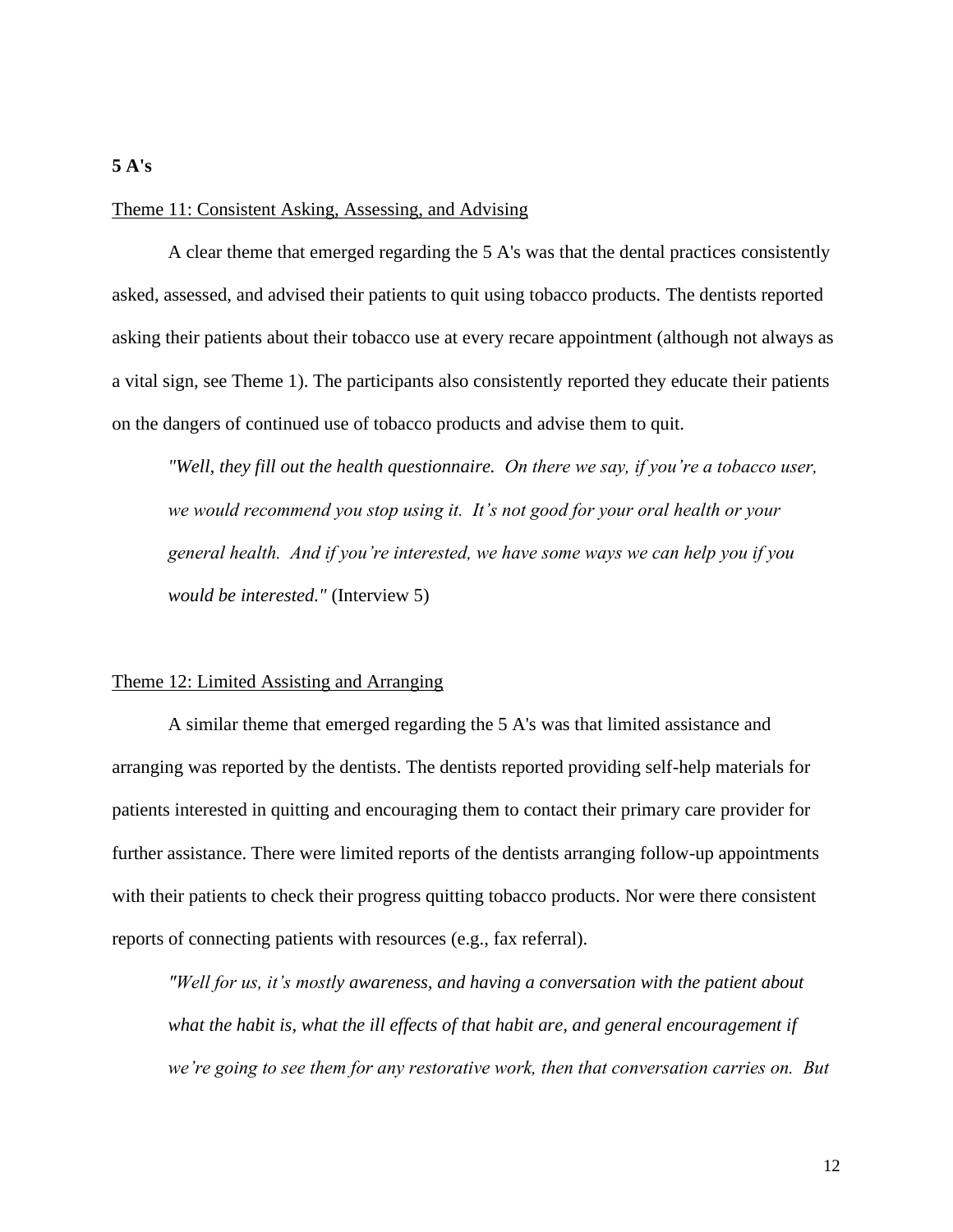**5 A's**

Theme 11: Consistent Asking, Assessing, and Advising

A clear theme that emerged regarding the 5 A's was that the dental practices consistently asked, assessed, and advised their patients to quit using tobacco products. The dentists reported asking their patients about their tobacco use at every recare appointment (although not always as a vital sign, see Theme 1). The participants also consistently reported they educate their patients on the dangers of continued use of tobacco products and advise them to quit.

> *"Well, they fill out the health questionnaire. On there we say, if you're a tobacco user, we would recommend you stop using it. It's not good for your oral health or your general health. And if you're interested, we have some ways we can help you if you would be interested."* (Interview 5)

Theme 12: Limited Assisting and Arranging

A similar theme that emerged regarding the 5 A's was that limited assistance and arranging was reported by the dentists. The dentists reported providing self-help materials for patients interested in quitting and encouraging them to contact their primary care provider for further assistance. There were limited reports of the dentists arranging follow-up appointments with their patients to check their progress quitting tobacco products. Nor were there consistent reports of connecting patients with resources (e.g., fax referral).

> *"Well for us, it's mostly awareness, and having a conversation with the patient about what the habit is, what the ill effects of that habit are, and general encouragement if we're going to see them for any restorative work, then that conversation carries on. But*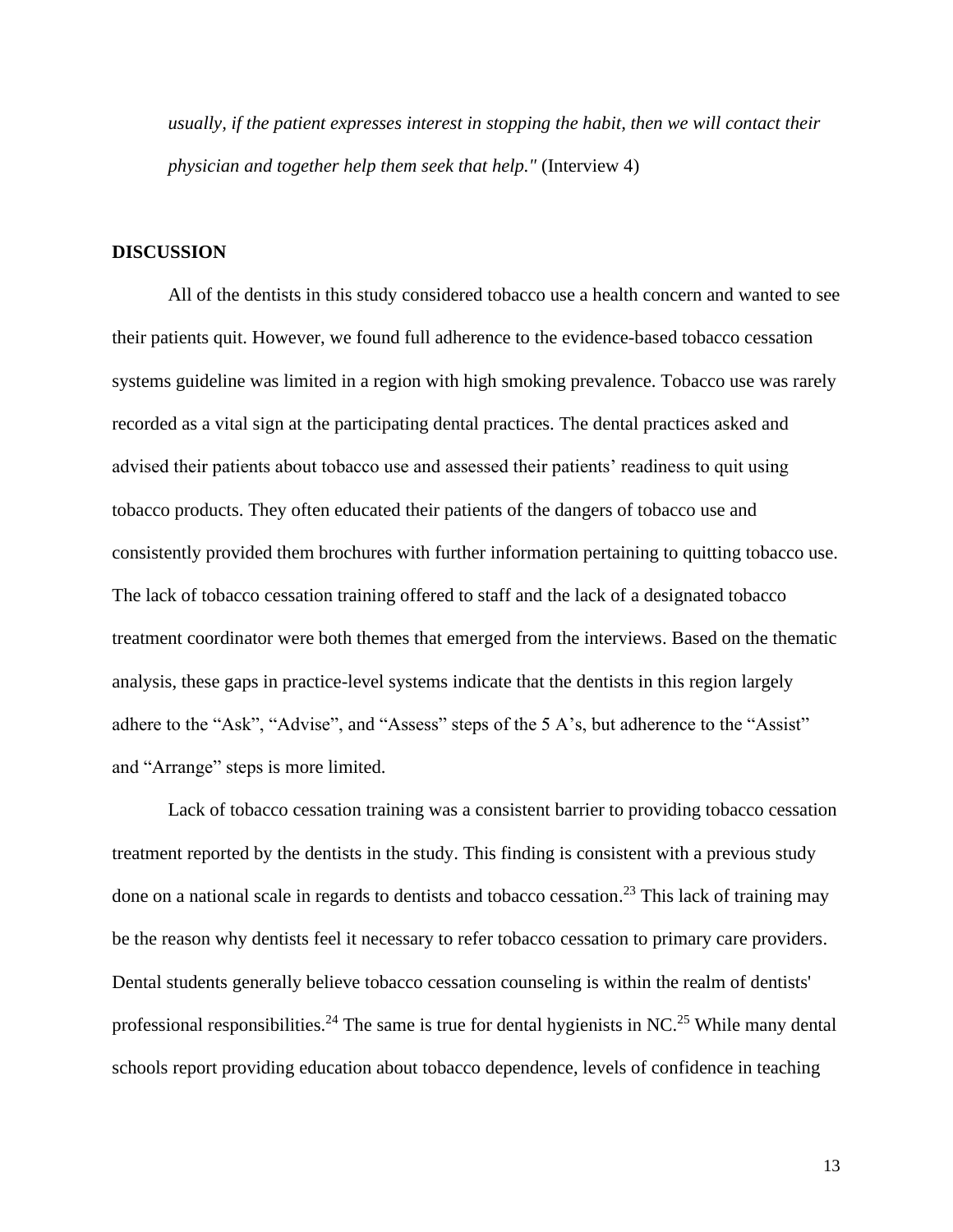*usually, if the patient expresses interest in stopping the habit, then we will contact their physician and together help them seek that help."* (Interview 4)

## DISCUSSION

All of the dentists in this study considered tobacco use a health concern and wanted to see their patients quit. However, we found full adherence to the evidence-based tobacco cessation systems guideline was limited in a region with high smoking prevalence. Tobacco use was rarely recorded as a vital sign at the participating dental practices. The dental practices asked and advised their patients about tobacco use and assessed their patients' readiness to quit using tobacco products. They often educated their patients of the dangers of tobacco use and consistently provided them brochures with further information pertaining to quitting tobacco use. The lack of tobacco cessation training offered to staff and the lack of a designated tobacco treatment coordinator were both themes that emerged from the interviews. Based on the thematic analysis, these gaps in practice-level systems indicate that the dentists in this region largely adhere to the "Ask", "Advise", and "Assess" steps of the 5 A's, but adherence to the "Assist" and "Arrange" steps is more limited.

Lack of tobacco cessation training was a consistent barrier to providing tobacco cessation treatment reported by the dentists in the study. This finding is consistent with a previous study done on a national scale in regards to dentists and tobacco cessation.[23] This lack of training may be the reason why dentists feel it necessary to refer tobacco cessation to primary care providers. Dental students generally believe tobacco cessation counseling is within the realm of dentists' professional responsibilities.[24] The same is true for dental hygienists in NC.[25] While many dental schools report providing education about tobacco dependence, levels of confidence in teaching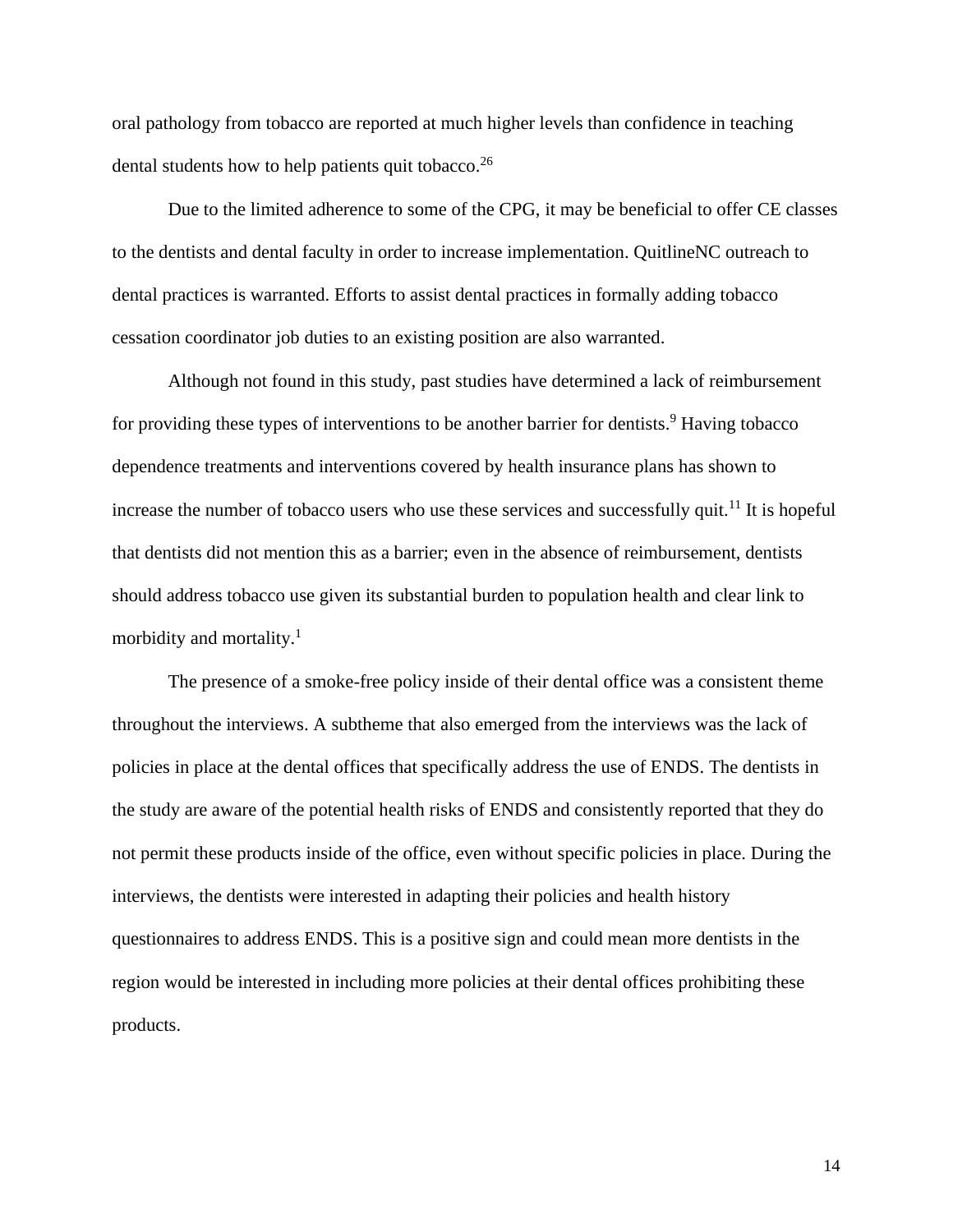oral pathology from tobacco are reported at much higher levels than confidence in teaching dental students how to help patients quit tobacco.[26]

Due to the limited adherence to some of the CPG, it may be beneficial to offer CE classes to the dentists and dental faculty in order to increase implementation. QuitlineNC outreach to dental practices is warranted. Efforts to assist dental practices in formally adding tobacco cessation coordinator job duties to an existing position are also warranted.

Although not found in this study, past studies have determined a lack of reimbursement for providing these types of interventions to be another barrier for dentists.[9] Having tobacco dependence treatments and interventions covered by health insurance plans has shown to increase the number of tobacco users who use these services and successfully quit.[11] It is hopeful that dentists did not mention this as a barrier; even in the absence of reimbursement, dentists should address tobacco use given its substantial burden to population health and clear link to morbidity and mortality.[1]

The presence of a smoke-free policy inside of their dental office was a consistent theme throughout the interviews. A subtheme that also emerged from the interviews was the lack of policies in place at the dental offices that specifically address the use of ENDS. The dentists in the study are aware of the potential health risks of ENDS and consistently reported that they do not permit these products inside of the office, even without specific policies in place. During the interviews, the dentists were interested in adapting their policies and health history questionnaires to address ENDS. This is a positive sign and could mean more dentists in the region would be interested in including more policies at their dental offices prohibiting these products.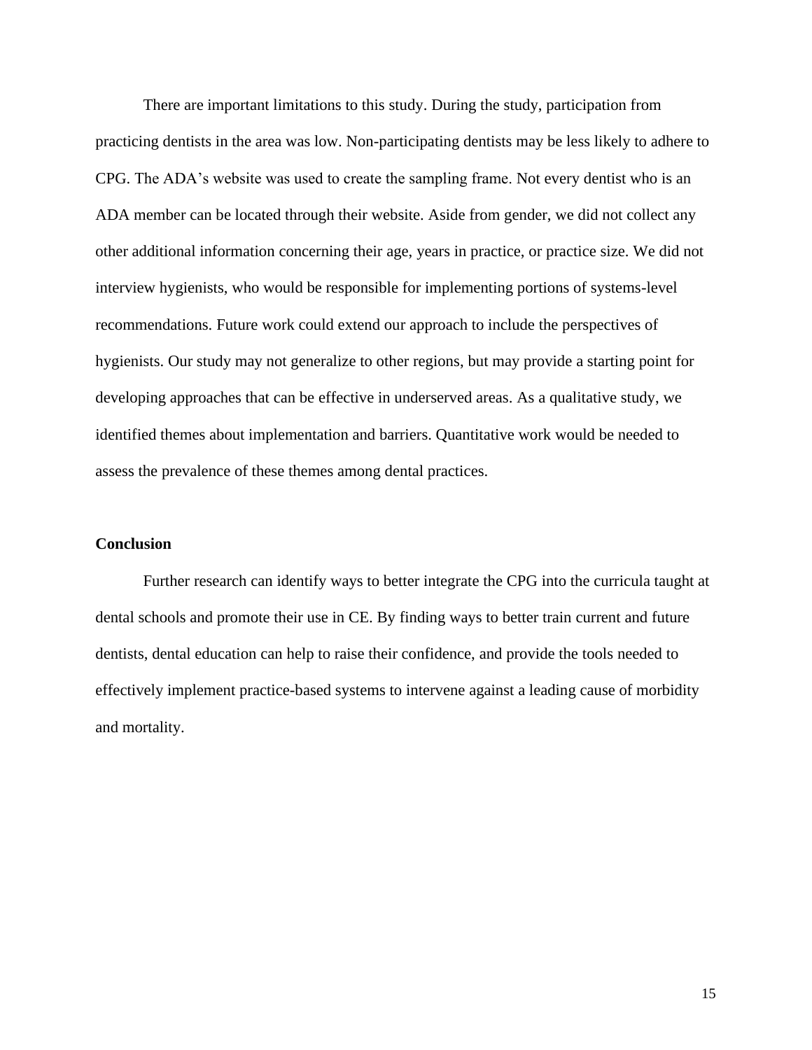There are important limitations to this study. During the study, participation from practicing dentists in the area was low. Non-participating dentists may be less likely to adhere to CPG. The ADA's website was used to create the sampling frame. Not every dentist who is an ADA member can be located through their website. Aside from gender, we did not collect any other additional information concerning their age, years in practice, or practice size. We did not interview hygienists, who would be responsible for implementing portions of systems-level recommendations. Future work could extend our approach to include the perspectives of hygienists. Our study may not generalize to other regions, but may provide a starting point for developing approaches that can be effective in underserved areas. As a qualitative study, we identified themes about implementation and barriers. Quantitative work would be needed to assess the prevalence of these themes among dental practices.

**Conclusion**

Further research can identify ways to better integrate the CPG into the curricula taught at dental schools and promote their use in CE. By finding ways to better train current and future dentists, dental education can help to raise their confidence, and provide the tools needed to effectively implement practice-based systems to intervene against a leading cause of morbidity and mortality.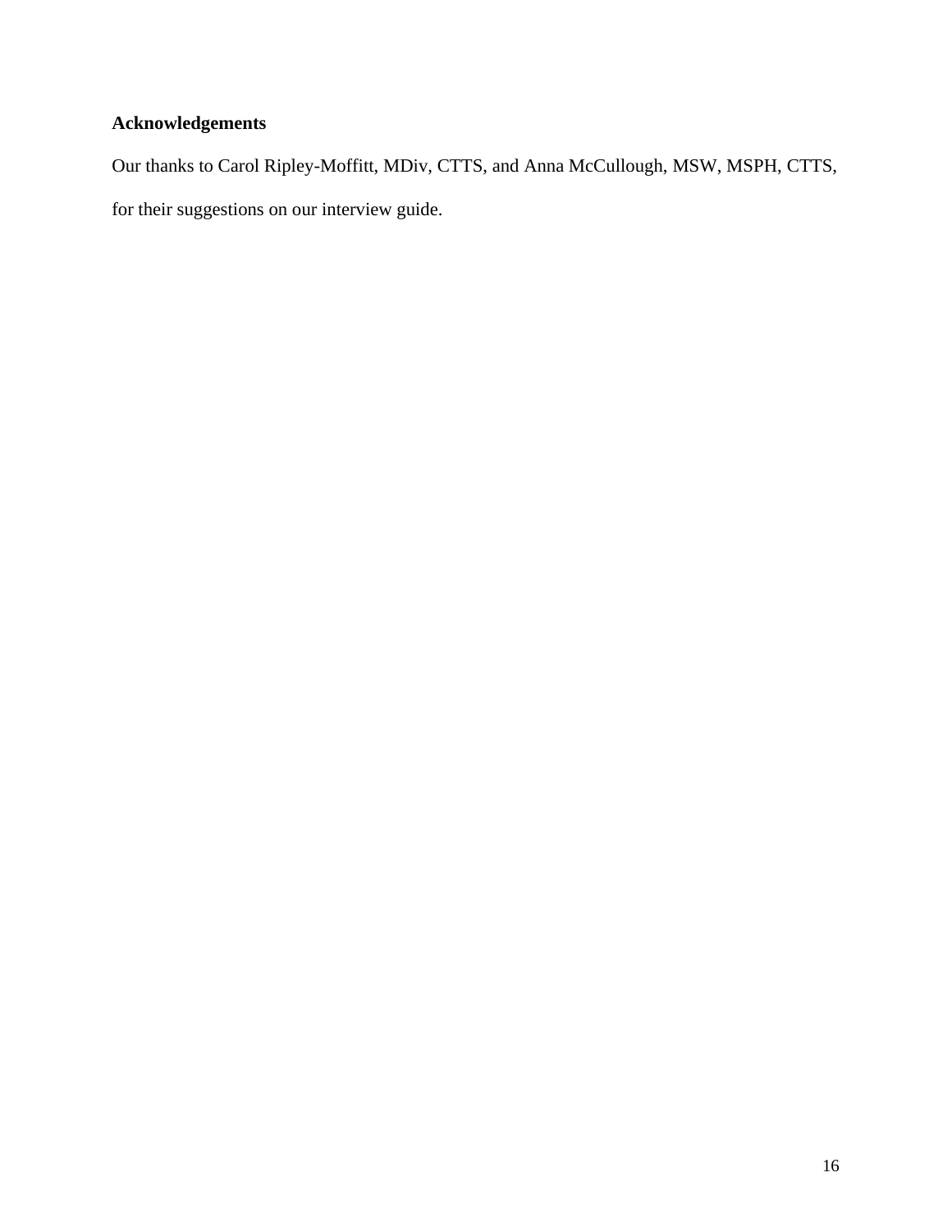## Acknowledgements

Our thanks to Carol Ripley-Moffitt, MDiv, CTTS, and Anna McCullough, MSW, MSPH, CTTS, for their suggestions on our interview guide.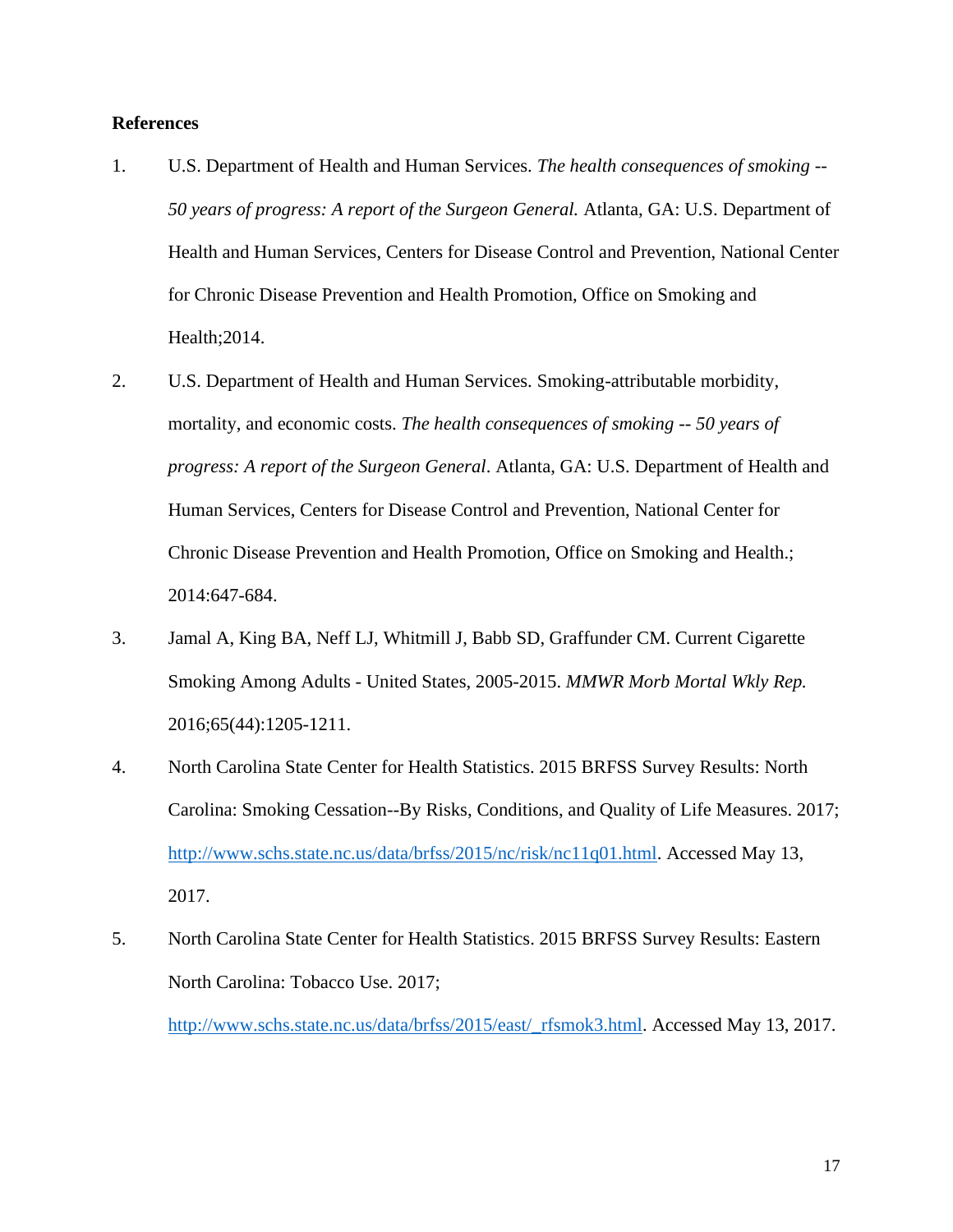**References**

1. U.S. Department of Health and Human Services. *The health consequences of smoking -- 50 years of progress: A report of the Surgeon General.* Atlanta, GA: U.S. Department of Health and Human Services, Centers for Disease Control and Prevention, National Center for Chronic Disease Prevention and Health Promotion, Office on Smoking and Health;2014.
2. U.S. Department of Health and Human Services. Smoking-attributable morbidity, mortality, and economic costs. *The health consequences of smoking -- 50 years of progress: A report of the Surgeon General*. Atlanta, GA: U.S. Department of Health and Human Services, Centers for Disease Control and Prevention, National Center for Chronic Disease Prevention and Health Promotion, Office on Smoking and Health.; 2014:647-684.
3. Jamal A, King BA, Neff LJ, Whitmill J, Babb SD, Graffunder CM. Current Cigarette Smoking Among Adults - United States, 2005-2015. *MMWR Morb Mortal Wkly Rep.* 2016;65(44):1205-1211.
4. North Carolina State Center for Health Statistics. 2015 BRFSS Survey Results: North Carolina: Smoking Cessation--By Risks, Conditions, and Quality of Life Measures. 2017; http://www.schs.state.nc.us/data/brfss/2015/nc/risk/nc11q01.html. Accessed May 13, 2017.
5. North Carolina State Center for Health Statistics. 2015 BRFSS Survey Results: Eastern North Carolina: Tobacco Use. 2017; http://www.schs.state.nc.us/data/brfss/2015/east/_rfsmok3.html. Accessed May 13, 2017.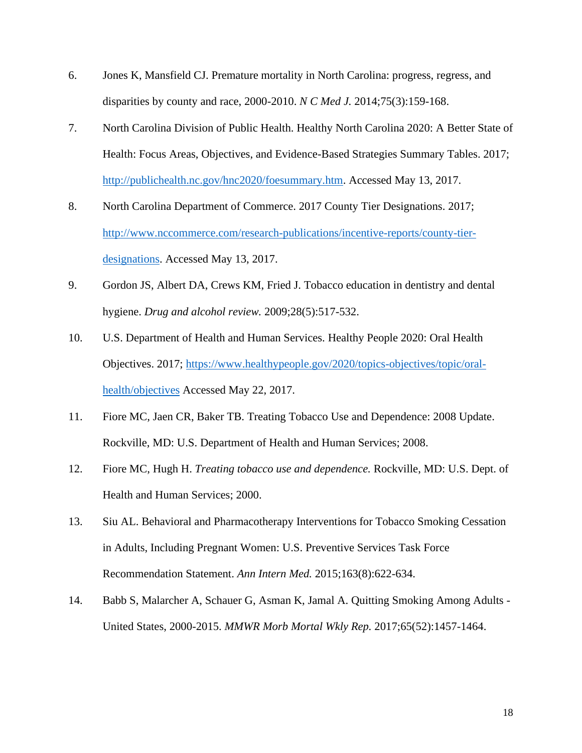6. Jones K, Mansfield CJ. Premature mortality in North Carolina: progress, regress, and disparities by county and race, 2000-2010. *N C Med J.* 2014;75(3):159-168.

7. North Carolina Division of Public Health. Healthy North Carolina 2020: A Better State of Health: Focus Areas, Objectives, and Evidence-Based Strategies Summary Tables. 2017; [http://publichealth.nc.gov/hnc2020/foesummary.htm](http://publichealth.nc.gov/hnc2020/foesummary.htm). Accessed May 13, 2017.

8. North Carolina Department of Commerce. 2017 County Tier Designations. 2017; [http://www.nccommerce.com/research-publications/incentive-reports/county-tier-designations](http://www.nccommerce.com/research-publications/incentive-reports/county-tier-designations). Accessed May 13, 2017.

9. Gordon JS, Albert DA, Crews KM, Fried J. Tobacco education in dentistry and dental hygiene. *Drug and alcohol review.* 2009;28(5):517-532.

10. U.S. Department of Health and Human Services. Healthy People 2020: Oral Health Objectives. 2017; [https://www.healthypeople.gov/2020/topics-objectives/topic/oral-health/objectives](https://www.healthypeople.gov/2020/topics-objectives/topic/oral-health/objectives) Accessed May 22, 2017.

11. Fiore MC, Jaen CR, Baker TB. Treating Tobacco Use and Dependence: 2008 Update. Rockville, MD: U.S. Department of Health and Human Services; 2008.

12. Fiore MC, Hugh H. *Treating tobacco use and dependence.* Rockville, MD: U.S. Dept. of Health and Human Services; 2000.

13. Siu AL. Behavioral and Pharmacotherapy Interventions for Tobacco Smoking Cessation in Adults, Including Pregnant Women: U.S. Preventive Services Task Force Recommendation Statement. *Ann Intern Med.* 2015;163(8):622-634.

14. Babb S, Malarcher A, Schauer G, Asman K, Jamal A. Quitting Smoking Among Adults - United States, 2000-2015. *MMWR Morb Mortal Wkly Rep.* 2017;65(52):1457-1464.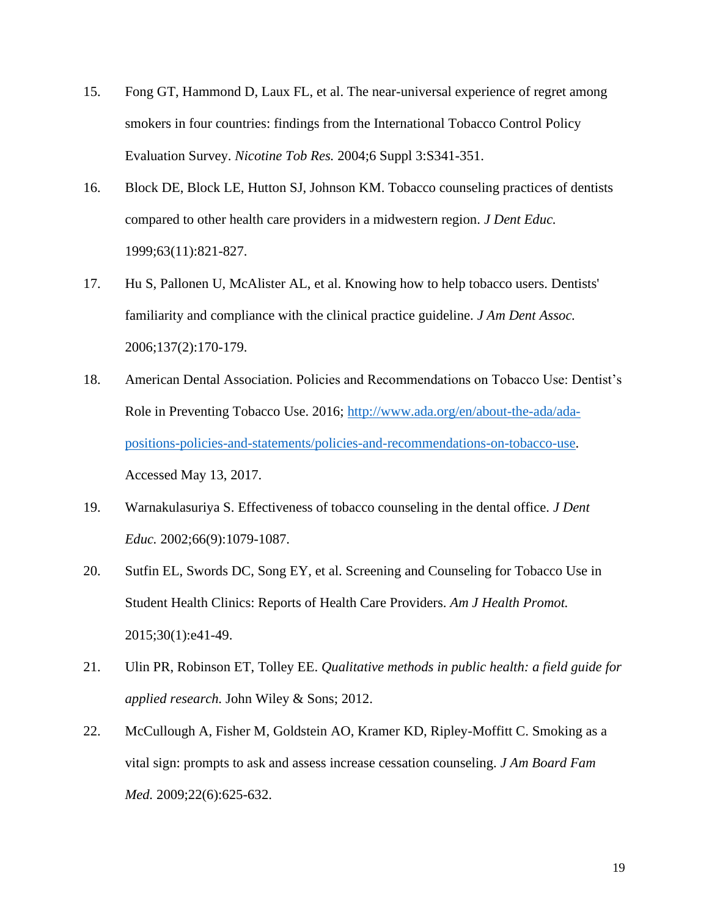15. Fong GT, Hammond D, Laux FL, et al. The near-universal experience of regret among smokers in four countries: findings from the International Tobacco Control Policy Evaluation Survey. *Nicotine Tob Res.* 2004;6 Suppl 3:S341-351.
16. Block DE, Block LE, Hutton SJ, Johnson KM. Tobacco counseling practices of dentists compared to other health care providers in a midwestern region. *J Dent Educ.* 1999;63(11):821-827.
17. Hu S, Pallonen U, McAlister AL, et al. Knowing how to help tobacco users. Dentists' familiarity and compliance with the clinical practice guideline. *J Am Dent Assoc.* 2006;137(2):170-179.
18. American Dental Association. Policies and Recommendations on Tobacco Use: Dentist's Role in Preventing Tobacco Use. 2016; [http://www.ada.org/en/about-the-ada/ada-positions-policies-and-statements/policies-and-recommendations-on-tobacco-use](http://www.ada.org/en/about-the-ada/ada-positions-policies-and-statements/policies-and-recommendations-on-tobacco-use). Accessed May 13, 2017.
19. Warnakulasuriya S. Effectiveness of tobacco counseling in the dental office. *J Dent Educ.* 2002;66(9):1079-1087.
20. Sutfin EL, Swords DC, Song EY, et al. Screening and Counseling for Tobacco Use in Student Health Clinics: Reports of Health Care Providers. *Am J Health Promot.* 2015;30(1):e41-49.
21. Ulin PR, Robinson ET, Tolley EE. *Qualitative methods in public health: a field guide for applied research.* John Wiley & Sons; 2012.
22. McCullough A, Fisher M, Goldstein AO, Kramer KD, Ripley-Moffitt C. Smoking as a vital sign: prompts to ask and assess increase cessation counseling. *J Am Board Fam Med.* 2009;22(6):625-632.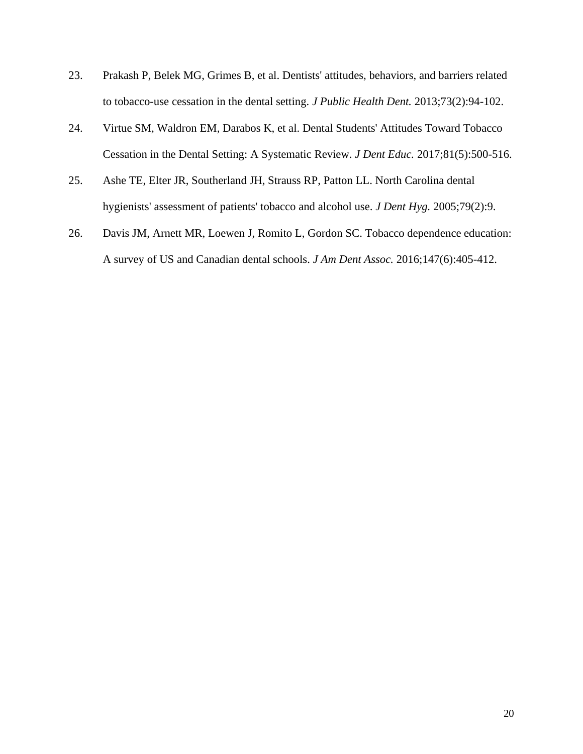23. Prakash P, Belek MG, Grimes B, et al. Dentists' attitudes, behaviors, and barriers related to tobacco-use cessation in the dental setting. *J Public Health Dent.* 2013;73(2):94-102.
24. Virtue SM, Waldron EM, Darabos K, et al. Dental Students' Attitudes Toward Tobacco Cessation in the Dental Setting: A Systematic Review. *J Dent Educ.* 2017;81(5):500-516.
25. Ashe TE, Elter JR, Southerland JH, Strauss RP, Patton LL. North Carolina dental hygienists' assessment of patients' tobacco and alcohol use. *J Dent Hyg.* 2005;79(2):9.
26. Davis JM, Arnett MR, Loewen J, Romito L, Gordon SC. Tobacco dependence education: A survey of US and Canadian dental schools. *J Am Dent Assoc.* 2016;147(6):405-412.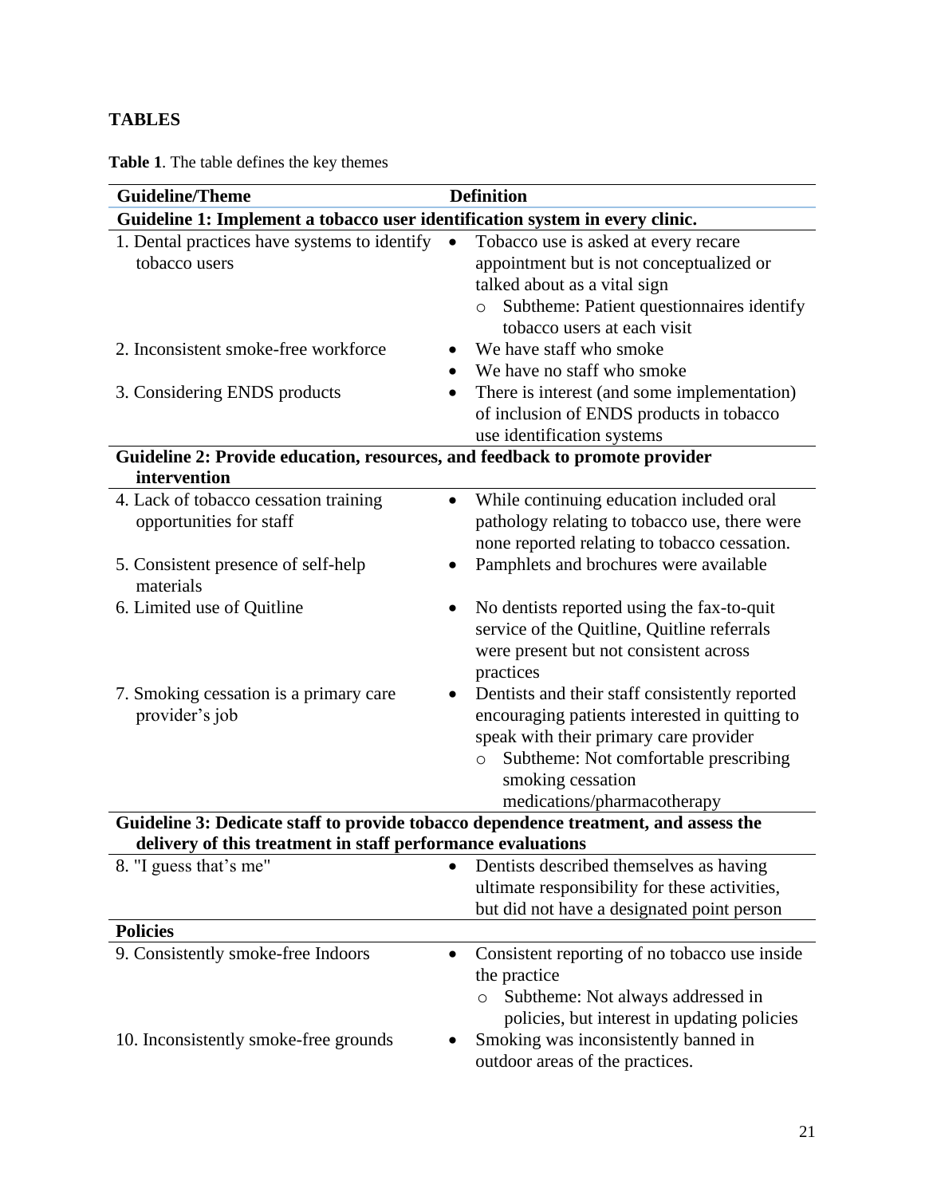## TABLES

**Table 1**. The table defines the key themes

| Guideline/Theme | Definition |
|---|---|
| **Guideline 1: Implement a tobacco user identification system in every clinic.** | |
| 1. Dental practices have systems to identify tobacco users | • Tobacco use is asked at every recare appointment but is not conceptualized or talked about as a vital sign<br>  ○ Subtheme: Patient questionnaires identify tobacco users at each visit |
| 2. Inconsistent smoke-free workforce | • We have staff who smoke<br>• We have no staff who smoke |
| 3. Considering ENDS products | • There is interest (and some implementation) of inclusion of ENDS products in tobacco use identification systems |
| **Guideline 2: Provide education, resources, and feedback to promote provider intervention** | |
| 4. Lack of tobacco cessation training opportunities for staff | • While continuing education included oral pathology relating to tobacco use, there were none reported relating to tobacco cessation. |
| 5. Consistent presence of self-help materials | • Pamphlets and brochures were available |
| 6. Limited use of Quitline | • No dentists reported using the fax-to-quit service of the Quitline, Quitline referrals were present but not consistent across practices |
| 7. Smoking cessation is a primary care provider's job | • Dentists and their staff consistently reported encouraging patients interested in quitting to speak with their primary care provider<br>  ○ Subtheme: Not comfortable prescribing smoking cessation medications/pharmacotherapy |
| **Guideline 3: Dedicate staff to provide tobacco dependence treatment, and assess the delivery of this treatment in staff performance evaluations** | |
| 8. "I guess that's me" | • Dentists described themselves as having ultimate responsibility for these activities, but did not have a designated point person |
| **Policies** | |
| 9. Consistently smoke-free Indoors | • Consistent reporting of no tobacco use inside the practice<br>  ○ Subtheme: Not always addressed in policies, but interest in updating policies |
| 10. Inconsistently smoke-free grounds | • Smoking was inconsistently banned in outdoor areas of the practices. |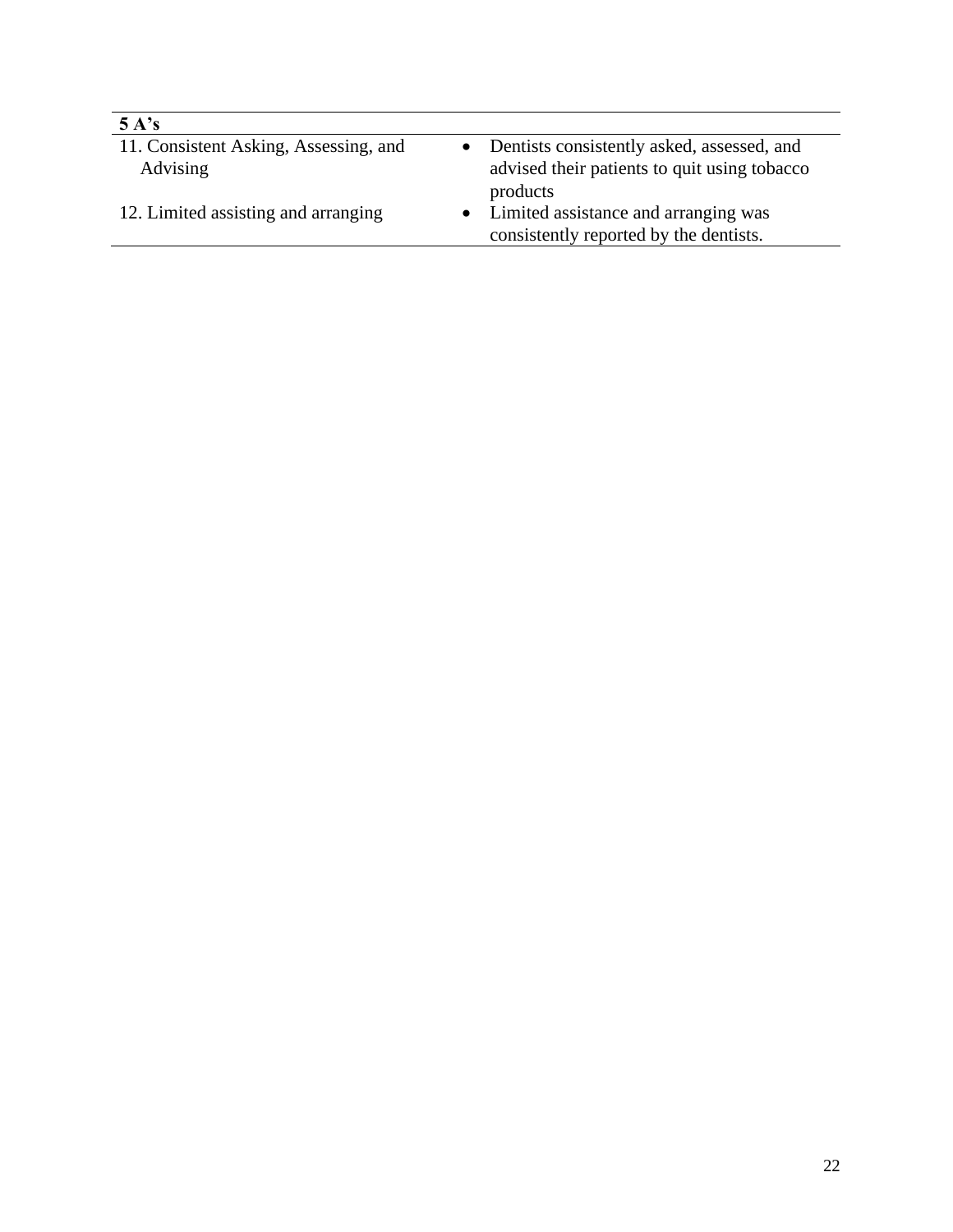| 5 A's | |
|---|---|
| 11. Consistent Asking, Assessing, and Advising | • Dentists consistently asked, assessed, and advised their patients to quit using tobacco products |
| 12. Limited assisting and arranging | • Limited assistance and arranging was consistently reported by the dentists. |